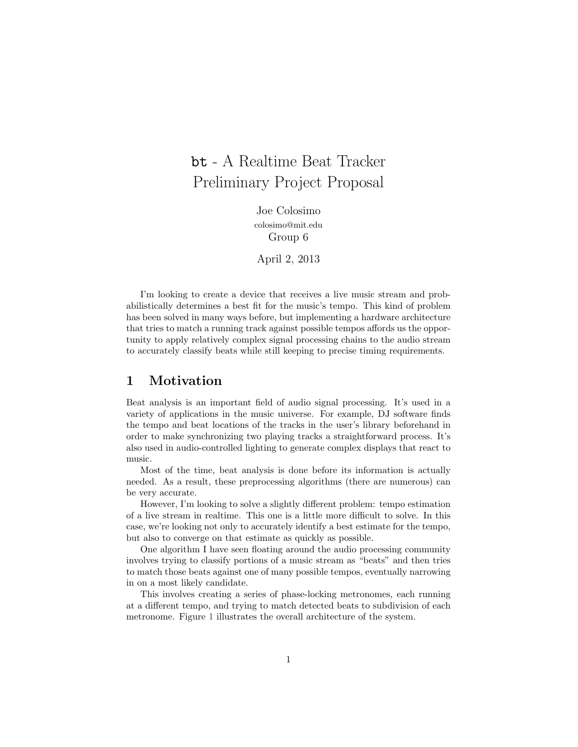# `bt` - A Realtime Beat Tracker Preliminary Project Proposal

Joe Colosimo
colosimo@mit.edu
Group 6

April 2, 2013

I'm looking to create a device that receives a live music stream and probabilistically determines a best fit for the music's tempo. This kind of problem has been solved in many ways before, but implementing a hardware architecture that tries to match a running track against possible tempos affords us the opportunity to apply relatively complex signal processing chains to the audio stream to accurately classify beats while still keeping to precise timing requirements.

## 1 Motivation

Beat analysis is an important field of audio signal processing. It's used in a variety of applications in the music universe. For example, DJ software finds the tempo and beat locations of the tracks in the user's library beforehand in order to make synchronizing two playing tracks a straightforward process. It's also used in audio-controlled lighting to generate complex displays that react to music.

Most of the time, beat analysis is done before its information is actually needed. As a result, these preprocessing algorithms (there are numerous) can be very accurate.

However, I'm looking to solve a slightly different problem: tempo estimation of a live stream in realtime. This one is a little more difficult to solve. In this case, we're looking not only to accurately identify a best estimate for the tempo, but also to converge on that estimate as quickly as possible.

One algorithm I have seen floating around the audio processing community involves trying to classify portions of a music stream as "beats" and then tries to match those beats against one of many possible tempos, eventually narrowing in on a most likely candidate.

This involves creating a series of phase-locking metronomes, each running at a different tempo, and trying to match detected beats to subdivision of each metronome. Figure 1 illustrates the overall architecture of the system.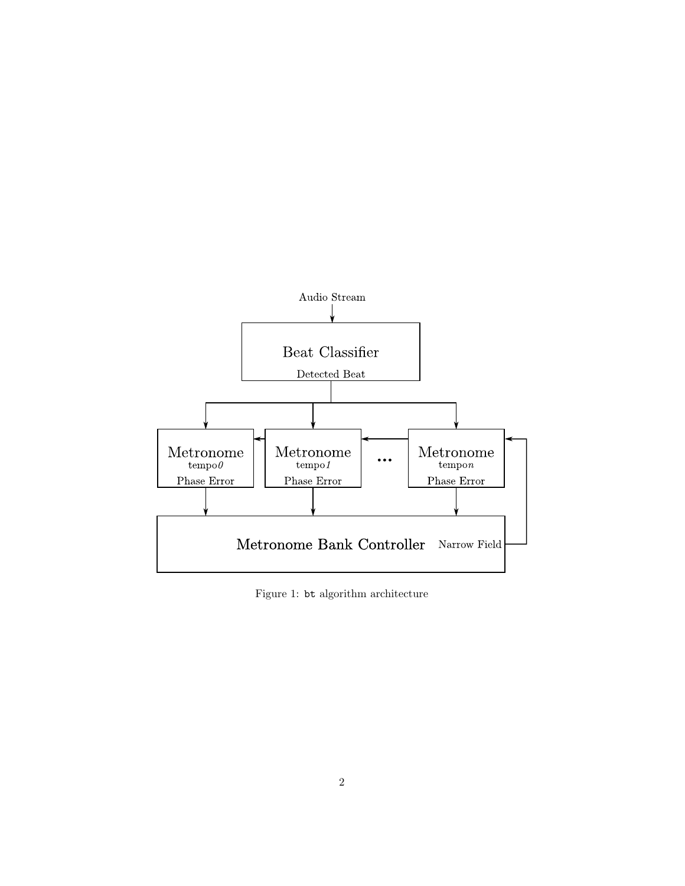Figure 1: `bt` algorithm architecture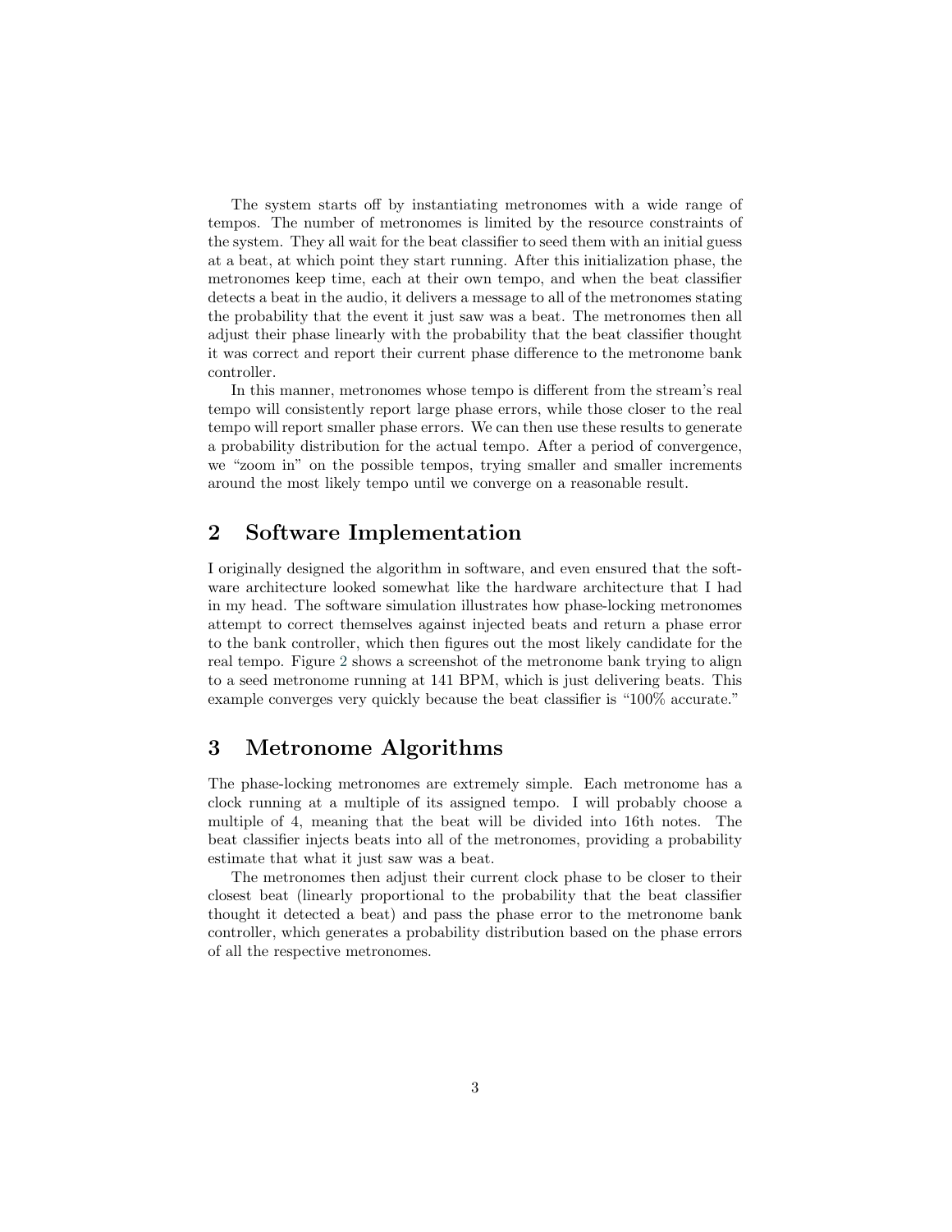The system starts off by instantiating metronomes with a wide range of tempos. The number of metronomes is limited by the resource constraints of the system. They all wait for the beat classifier to seed them with an initial guess at a beat, at which point they start running. After this initialization phase, the metronomes keep time, each at their own tempo, and when the beat classifier detects a beat in the audio, it delivers a message to all of the metronomes stating the probability that the event it just saw was a beat. The metronomes then all adjust their phase linearly with the probability that the beat classifier thought it was correct and report their current phase difference to the metronome bank controller.

In this manner, metronomes whose tempo is different from the stream's real tempo will consistently report large phase errors, while those closer to the real tempo will report smaller phase errors. We can then use these results to generate a probability distribution for the actual tempo. After a period of convergence, we "zoom in" on the possible tempos, trying smaller and smaller increments around the most likely tempo until we converge on a reasonable result.

## 2 Software Implementation

I originally designed the algorithm in software, and even ensured that the software architecture looked somewhat like the hardware architecture that I had in my head. The software simulation illustrates how phase-locking metronomes attempt to correct themselves against injected beats and return a phase error to the bank controller, which then figures out the most likely candidate for the real tempo. Figure 2 shows a screenshot of the metronome bank trying to align to a seed metronome running at 141 BPM, which is just delivering beats. This example converges very quickly because the beat classifier is "100% accurate."

## 3 Metronome Algorithms

The phase-locking metronomes are extremely simple. Each metronome has a clock running at a multiple of its assigned tempo. I will probably choose a multiple of 4, meaning that the beat will be divided into 16th notes. The beat classifier injects beats into all of the metronomes, providing a probability estimate that what it just saw was a beat.

The metronomes then adjust their current clock phase to be closer to their closest beat (linearly proportional to the probability that the beat classifier thought it detected a beat) and pass the phase error to the metronome bank controller, which generates a probability distribution based on the phase errors of all the respective metronomes.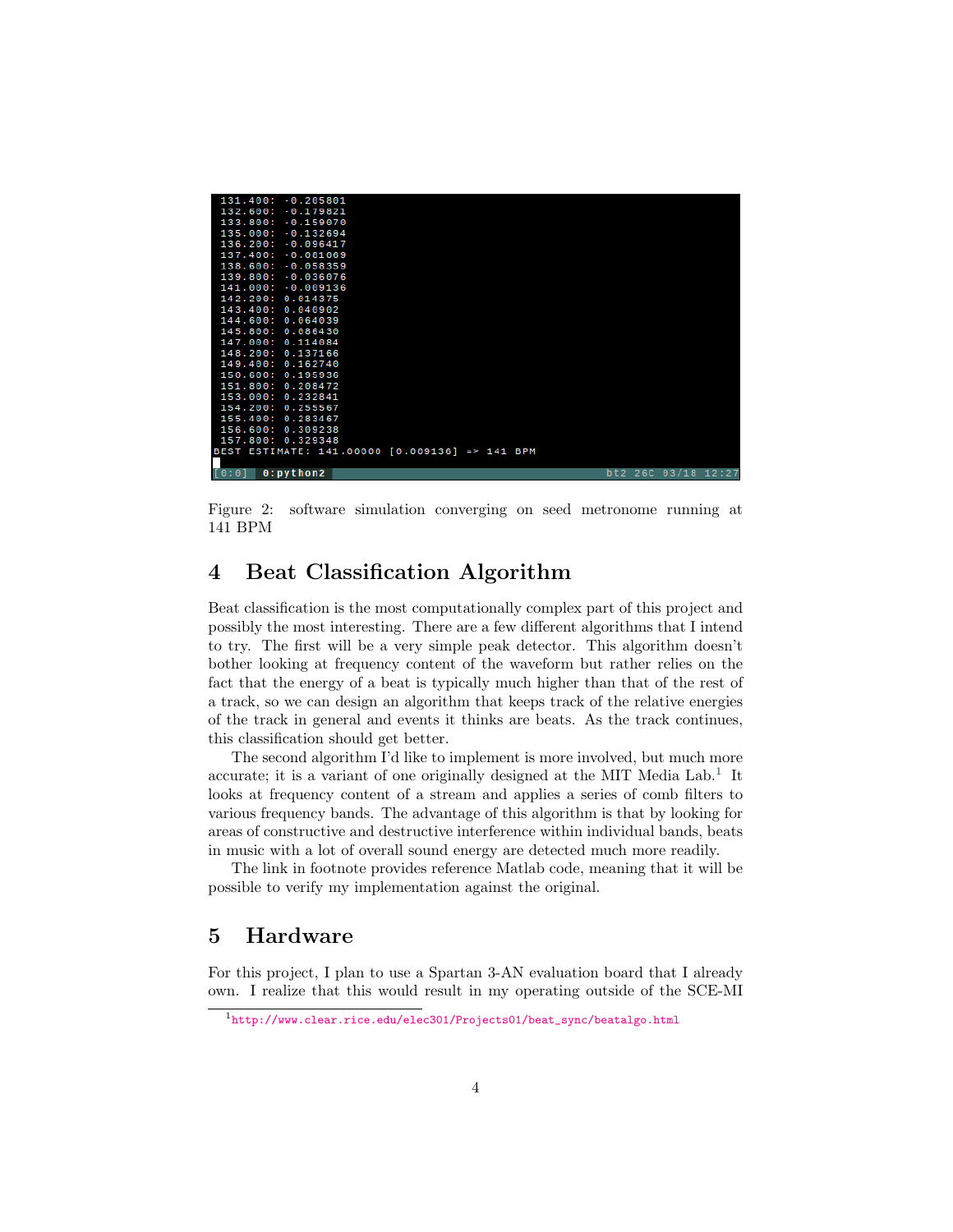```
131.400: -0.205801
132.600: -0.179821
133.800: -0.159070
135.000: -0.132694
136.200: -0.096417
137.400: -0.081069
138.600: -0.058359
139.800: -0.036076
141.000: -0.009136
142.200: 0.014375
143.400: 0.040902
144.600: 0.064039
145.800: 0.086430
147.000: 0.114084
148.200: 0.137166
149.400: 0.162740
150.600: 0.195936
151.800: 0.208472
153.000: 0.232841
154.200: 0.255567
155.400: 0.283467
156.600: 0.309238
157.800: 0.329348
BEST ESTIMATE: 141.00000 [0.009136] => 141 BPM

[0:0]  0:python2                                  bt2 26C 03/18 12:27
```

Figure 2: software simulation converging on seed metronome running at 141 BPM

## 4 Beat Classification Algorithm

Beat classification is the most computationally complex part of this project and possibly the most interesting. There are a few different algorithms that I intend to try. The first will be a very simple peak detector. This algorithm doesn't bother looking at frequency content of the waveform but rather relies on the fact that the energy of a beat is typically much higher than that of the rest of a track, so we can design an algorithm that keeps track of the relative energies of the track in general and events it thinks are beats. As the track continues, this classification should get better.

The second algorithm I'd like to implement is more involved, but much more accurate; it is a variant of one originally designed at the MIT Media Lab.[1] It looks at frequency content of a stream and applies a series of comb filters to various frequency bands. The advantage of this algorithm is that by looking for areas of constructive and destructive interference within individual bands, beats in music with a lot of overall sound energy are detected much more readily.

The link in footnote provides reference Matlab code, meaning that it will be possible to verify my implementation against the original.

## 5 Hardware

For this project, I plan to use a Spartan 3-AN evaluation board that I already own. I realize that this would result in my operating outside of the SCE-MI

[1] http://www.clear.rice.edu/elec301/Projects01/beat_sync/beatalgo.html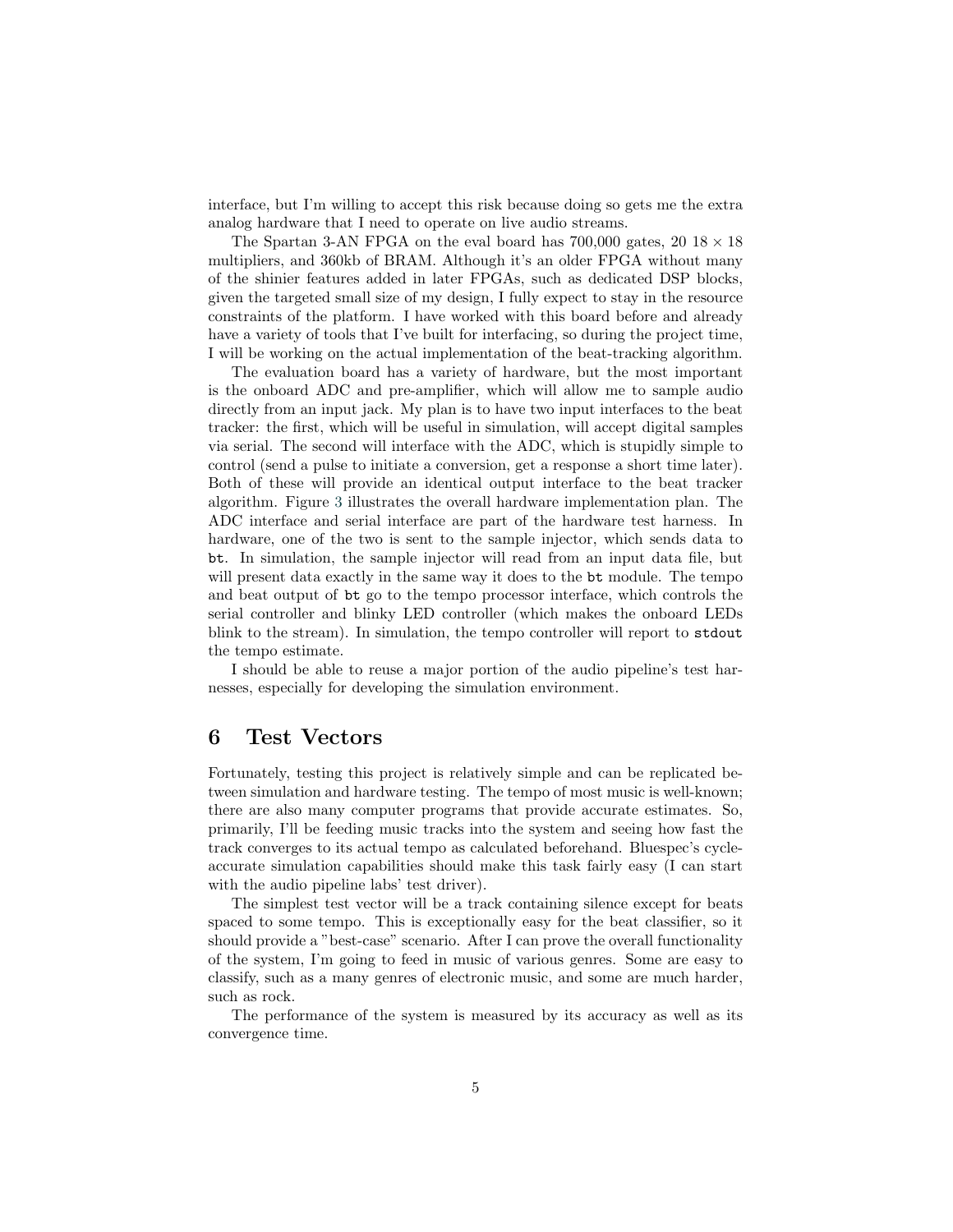interface, but I'm willing to accept this risk because doing so gets me the extra analog hardware that I need to operate on live audio streams.

The Spartan 3-AN FPGA on the eval board has 700,000 gates, 20 $18 \times 18$ multipliers, and 360kb of BRAM. Although it's an older FPGA without many of the shinier features added in later FPGAs, such as dedicated DSP blocks, given the targeted small size of my design, I fully expect to stay in the resource constraints of the platform. I have worked with this board before and already have a variety of tools that I've built for interfacing, so during the project time, I will be working on the actual implementation of the beat-tracking algorithm.

The evaluation board has a variety of hardware, but the most important is the onboard ADC and pre-amplifier, which will allow me to sample audio directly from an input jack. My plan is to have two input interfaces to the beat tracker: the first, which will be useful in simulation, will accept digital samples via serial. The second will interface with the ADC, which is stupidly simple to control (send a pulse to initiate a conversion, get a response a short time later). Both of these will provide an identical output interface to the beat tracker algorithm. Figure 3 illustrates the overall hardware implementation plan. The ADC interface and serial interface are part of the hardware test harness. In hardware, one of the two is sent to the sample injector, which sends data to `bt`. In simulation, the sample injector will read from an input data file, but will present data exactly in the same way it does to the `bt` module. The tempo and beat output of `bt` go to the tempo processor interface, which controls the serial controller and blinky LED controller (which makes the onboard LEDs blink to the stream). In simulation, the tempo controller will report to `stdout` the tempo estimate.

I should be able to reuse a major portion of the audio pipeline's test harnesses, especially for developing the simulation environment.

# 6 Test Vectors

Fortunately, testing this project is relatively simple and can be replicated between simulation and hardware testing. The tempo of most music is well-known; there are also many computer programs that provide accurate estimates. So, primarily, I'll be feeding music tracks into the system and seeing how fast the track converges to its actual tempo as calculated beforehand. Bluespec's cycle-accurate simulation capabilities should make this task fairly easy (I can start with the audio pipeline labs' test driver).

The simplest test vector will be a track containing silence except for beats spaced to some tempo. This is exceptionally easy for the beat classifier, so it should provide a "best-case" scenario. After I can prove the overall functionality of the system, I'm going to feed in music of various genres. Some are easy to classify, such as a many genres of electronic music, and some are much harder, such as rock.

The performance of the system is measured by its accuracy as well as its convergence time.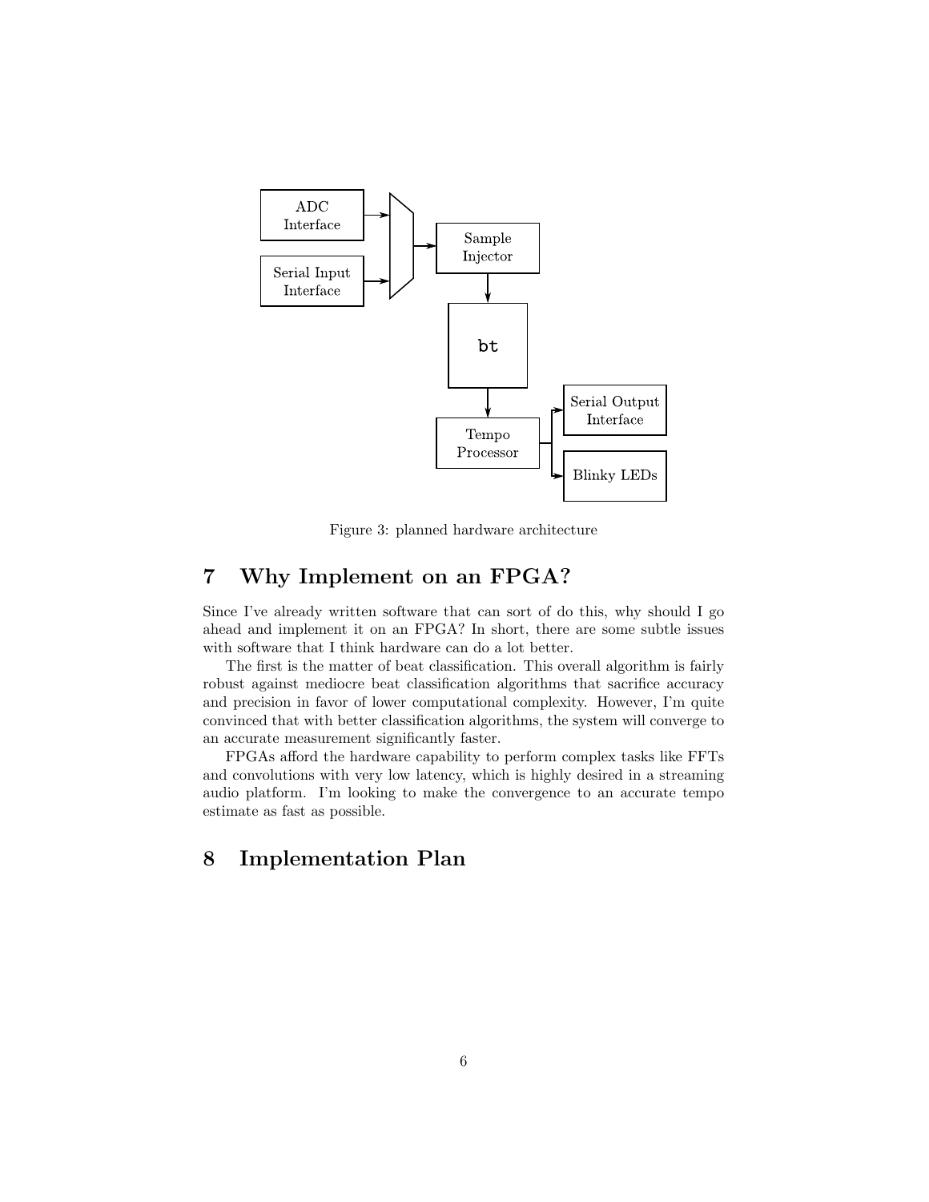Figure 3: planned hardware architecture

## 7 Why Implement on an FPGA?

Since I've already written software that can sort of do this, why should I go ahead and implement it on an FPGA? In short, there are some subtle issues with software that I think hardware can do a lot better.

The first is the matter of beat classification. This overall algorithm is fairly robust against mediocre beat classification algorithms that sacrifice accuracy and precision in favor of lower computational complexity. However, I'm quite convinced that with better classification algorithms, the system will converge to an accurate measurement significantly faster.

FPGAs afford the hardware capability to perform complex tasks like FFTs and convolutions with very low latency, which is highly desired in a streaming audio platform. I'm looking to make the convergence to an accurate tempo estimate as fast as possible.

## 8 Implementation Plan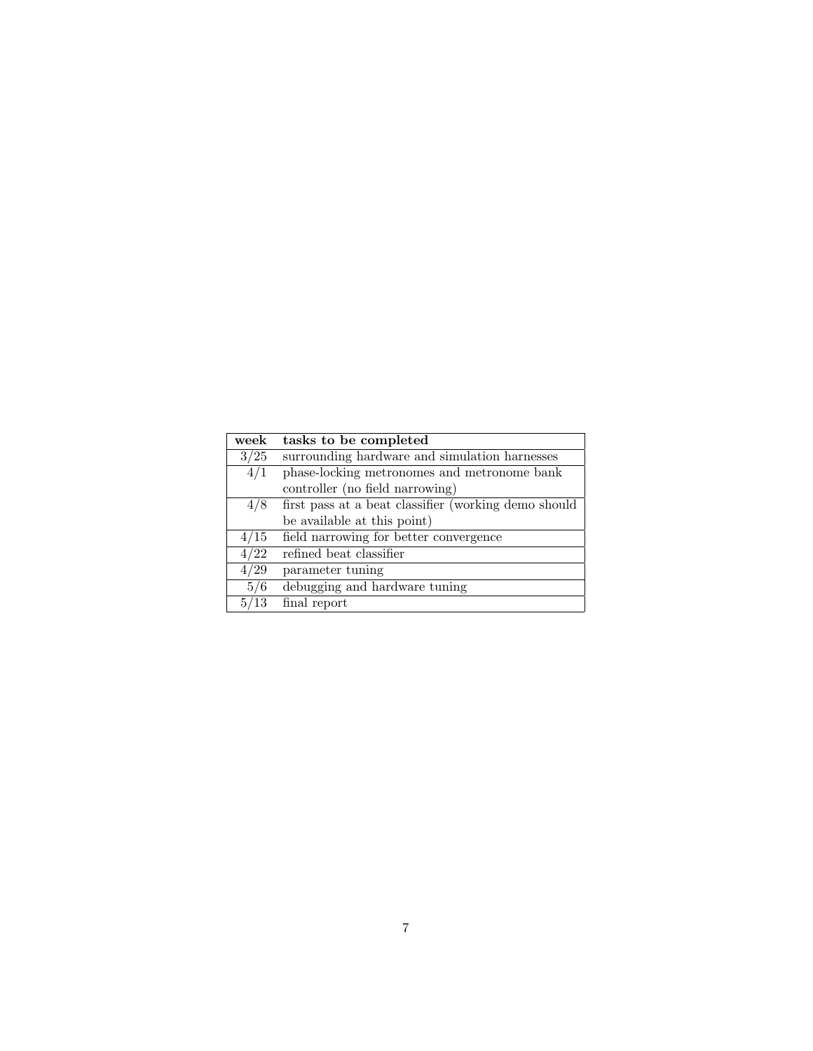| week | tasks to be completed |
|---|---|
| 3/25 | surrounding hardware and simulation harnesses |
| 4/1 | phase-locking metronomes and metronome bank controller (no field narrowing) |
| 4/8 | first pass at a beat classifier (working demo should be available at this point) |
| 4/15 | field narrowing for better convergence |
| 4/22 | refined beat classifier |
| 4/29 | parameter tuning |
| 5/6 | debugging and hardware tuning |
| 5/13 | final report |